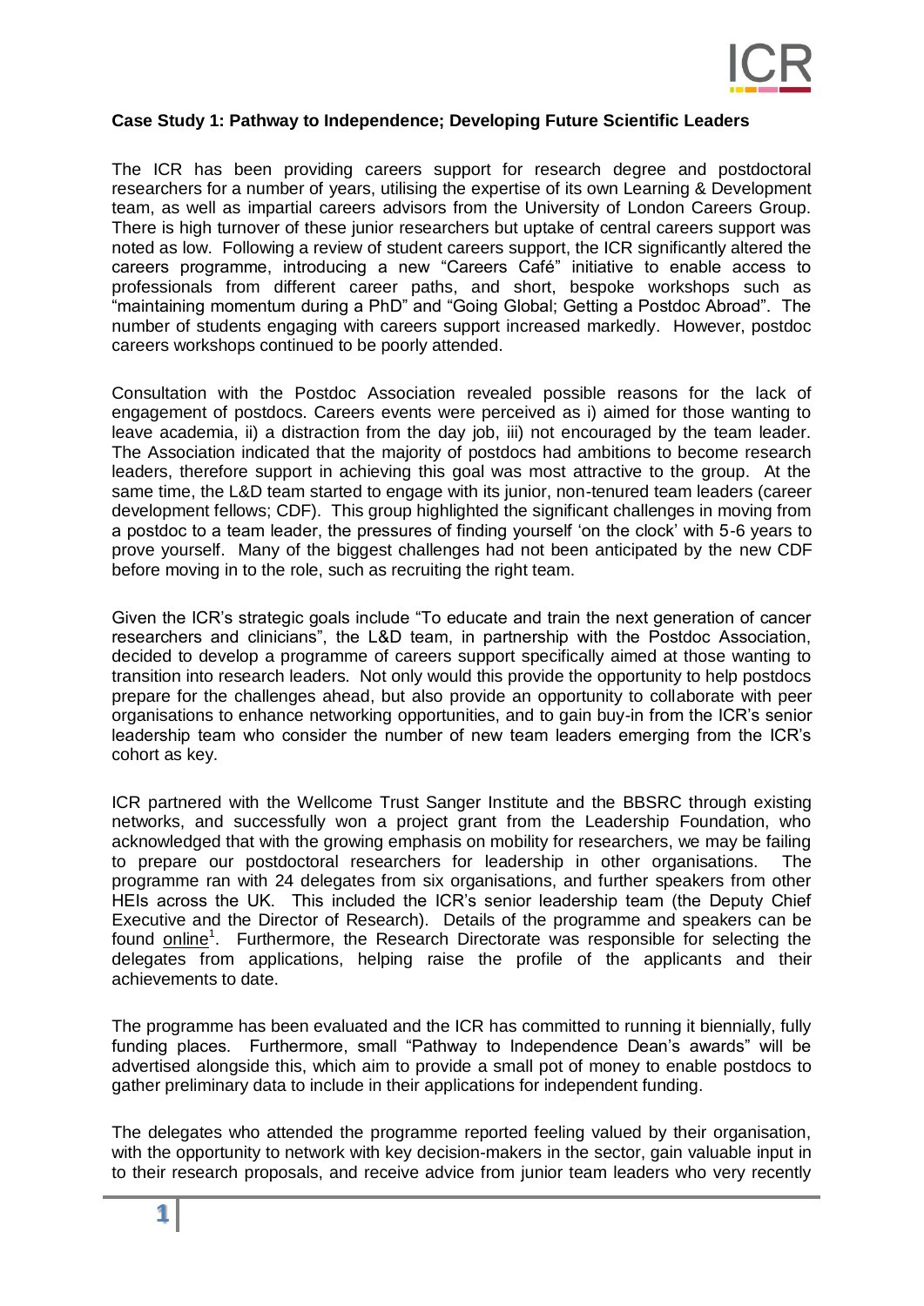**Case Study 1: Pathway to Independence; Developing Future Scientific Leaders**

The ICR has been providing careers support for research degree and postdoctoral researchers for a number of years, utilising the expertise of its own Learning & Development team, as well as impartial careers advisors from the University of London Careers Group. There is high turnover of these junior researchers but uptake of central careers support was noted as low. Following a review of student careers support, the ICR significantly altered the careers programme, introducing a new "Careers Café" initiative to enable access to professionals from different career paths, and short, bespoke workshops such as "maintaining momentum during a PhD" and "Going Global; Getting a Postdoc Abroad". The number of students engaging with careers support increased markedly. However, postdoc careers workshops continued to be poorly attended.

Consultation with the Postdoc Association revealed possible reasons for the lack of engagement of postdocs. Careers events were perceived as i) aimed for those wanting to leave academia, ii) a distraction from the day job, iii) not encouraged by the team leader. The Association indicated that the majority of postdocs had ambitions to become research leaders, therefore support in achieving this goal was most attractive to the group. At the same time, the L&D team started to engage with its junior, non-tenured team leaders (career development fellows; CDF). This group highlighted the significant challenges in moving from a postdoc to a team leader, the pressures of finding yourself 'on the clock' with 5-6 years to prove yourself. Many of the biggest challenges had not been anticipated by the new CDF before moving in to the role, such as recruiting the right team.

Given the ICR's strategic goals include "To educate and train the next generation of cancer researchers and clinicians", the L&D team, in partnership with the Postdoc Association, decided to develop a programme of careers support specifically aimed at those wanting to transition into research leaders. Not only would this provide the opportunity to help postdocs prepare for the challenges ahead, but also provide an opportunity to collaborate with peer organisations to enhance networking opportunities, and to gain buy-in from the ICR's senior leadership team who consider the number of new team leaders emerging from the ICR's cohort as key.

ICR partnered with the Wellcome Trust Sanger Institute and the BBSRC through existing networks, and successfully won a project grant from the Leadership Foundation, who acknowledged that with the growing emphasis on mobility for researchers, we may be failing to prepare our postdoctoral researchers for leadership in other organisations. The programme ran with 24 delegates from six organisations, and further speakers from other HEIs across the UK. This included the ICR's senior leadership team (the Deputy Chief Executive and the Director of Research). Details of the programme and speakers can be found online[1]. Furthermore, the Research Directorate was responsible for selecting the delegates from applications, helping raise the profile of the applicants and their achievements to date.

The programme has been evaluated and the ICR has committed to running it biennially, fully funding places. Furthermore, small "Pathway to Independence Dean's awards" will be advertised alongside this, which aim to provide a small pot of money to enable postdocs to gather preliminary data to include in their applications for independent funding.

The delegates who attended the programme reported feeling valued by their organisation, with the opportunity to network with key decision-makers in the sector, gain valuable input in to their research proposals, and receive advice from junior team leaders who very recently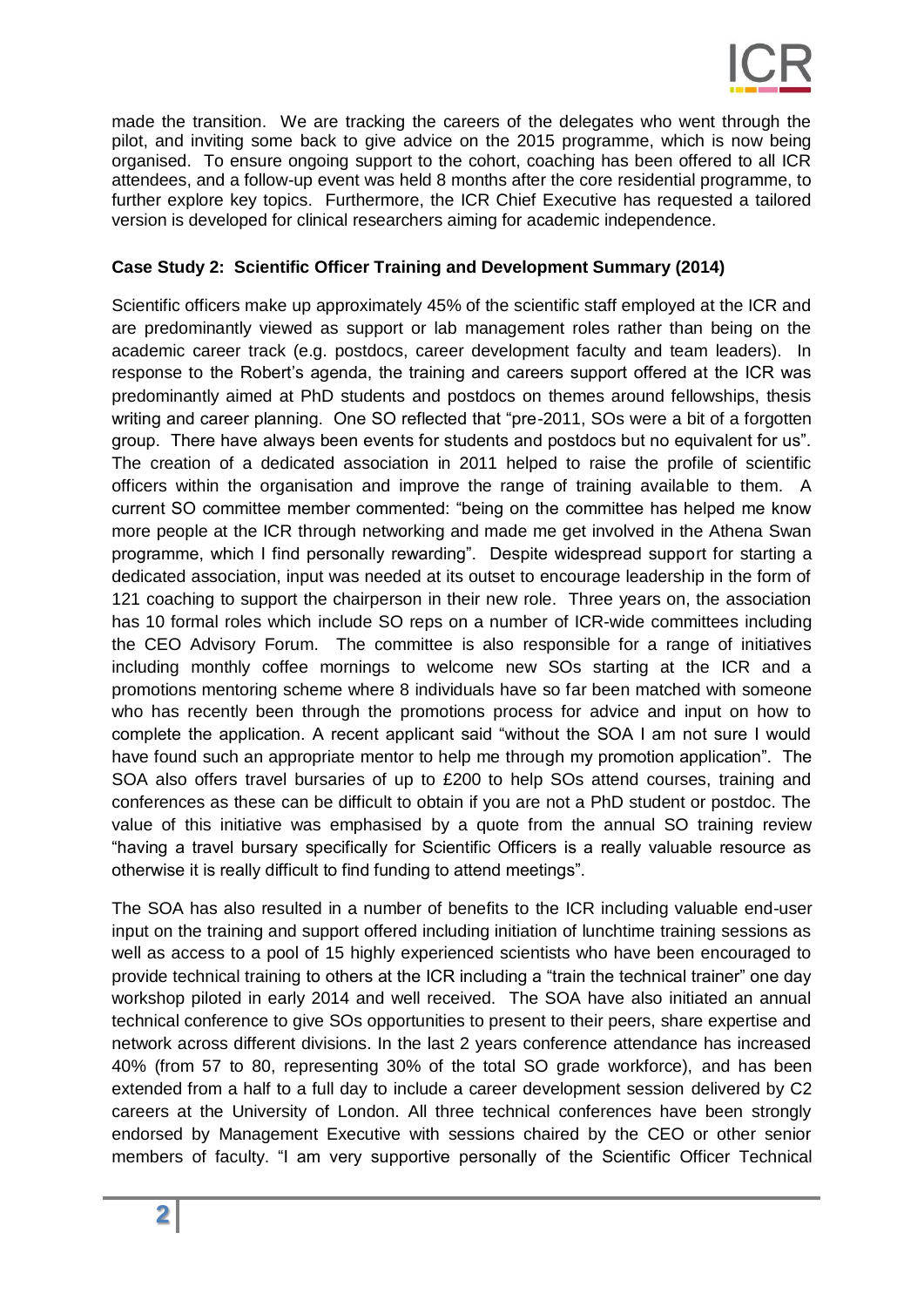made the transition. We are tracking the careers of the delegates who went through the pilot, and inviting some back to give advice on the 2015 programme, which is now being organised. To ensure ongoing support to the cohort, coaching has been offered to all ICR attendees, and a follow-up event was held 8 months after the core residential programme, to further explore key topics. Furthermore, the ICR Chief Executive has requested a tailored version is developed for clinical researchers aiming for academic independence.

**Case Study 2: Scientific Officer Training and Development Summary (2014)**

Scientific officers make up approximately 45% of the scientific staff employed at the ICR and are predominantly viewed as support or lab management roles rather than being on the academic career track (e.g. postdocs, career development faculty and team leaders). In response to the Robert's agenda, the training and careers support offered at the ICR was predominantly aimed at PhD students and postdocs on themes around fellowships, thesis writing and career planning. One SO reflected that "pre-2011, SOs were a bit of a forgotten group. There have always been events for students and postdocs but no equivalent for us". The creation of a dedicated association in 2011 helped to raise the profile of scientific officers within the organisation and improve the range of training available to them. A current SO committee member commented: "being on the committee has helped me know more people at the ICR through networking and made me get involved in the Athena Swan programme, which I find personally rewarding". Despite widespread support for starting a dedicated association, input was needed at its outset to encourage leadership in the form of 121 coaching to support the chairperson in their new role. Three years on, the association has 10 formal roles which include SO reps on a number of ICR-wide committees including the CEO Advisory Forum. The committee is also responsible for a range of initiatives including monthly coffee mornings to welcome new SOs starting at the ICR and a promotions mentoring scheme where 8 individuals have so far been matched with someone who has recently been through the promotions process for advice and input on how to complete the application. A recent applicant said "without the SOA I am not sure I would have found such an appropriate mentor to help me through my promotion application". The SOA also offers travel bursaries of up to £200 to help SOs attend courses, training and conferences as these can be difficult to obtain if you are not a PhD student or postdoc. The value of this initiative was emphasised by a quote from the annual SO training review "having a travel bursary specifically for Scientific Officers is a really valuable resource as otherwise it is really difficult to find funding to attend meetings".

The SOA has also resulted in a number of benefits to the ICR including valuable end-user input on the training and support offered including initiation of lunchtime training sessions as well as access to a pool of 15 highly experienced scientists who have been encouraged to provide technical training to others at the ICR including a "train the technical trainer" one day workshop piloted in early 2014 and well received. The SOA have also initiated an annual technical conference to give SOs opportunities to present to their peers, share expertise and network across different divisions. In the last 2 years conference attendance has increased 40% (from 57 to 80, representing 30% of the total SO grade workforce), and has been extended from a half to a full day to include a career development session delivered by C2 careers at the University of London. All three technical conferences have been strongly endorsed by Management Executive with sessions chaired by the CEO or other senior members of faculty. "I am very supportive personally of the Scientific Officer Technical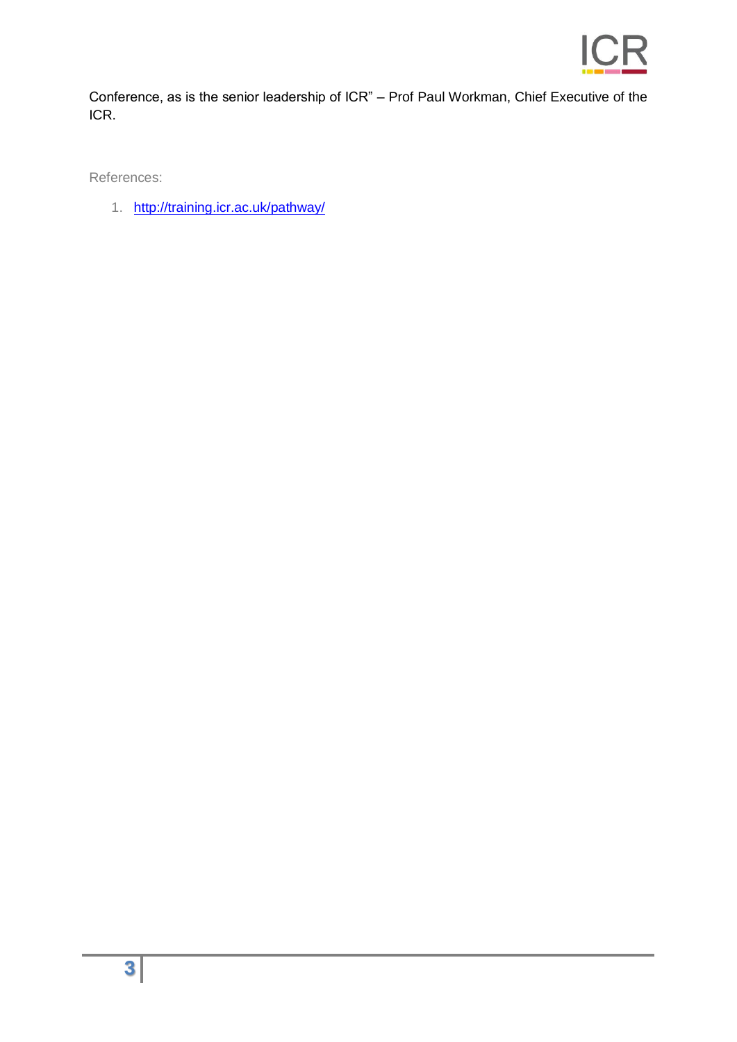Conference, as is the senior leadership of ICR" – Prof Paul Workman, Chief Executive of the ICR.

References:

1. http://training.icr.ac.uk/pathway/